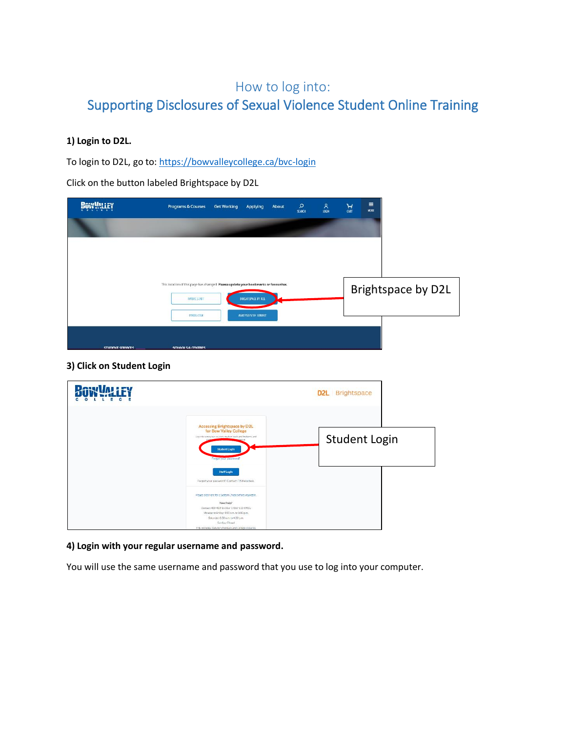# How to log into:

## Supporting Disclosures of Sexual Violence Student Online Training

**1) Login to D2L.**

To login to D2L, go to: https://bowvalleycollege.ca/bvc-login

Click on the button labeled Brightspace by D2L

Brightspace by D2L

**3) Click on Student Login**

Student Login

**4) Login with your regular username and password.**

You will use the same username and password that you use to log into your computer.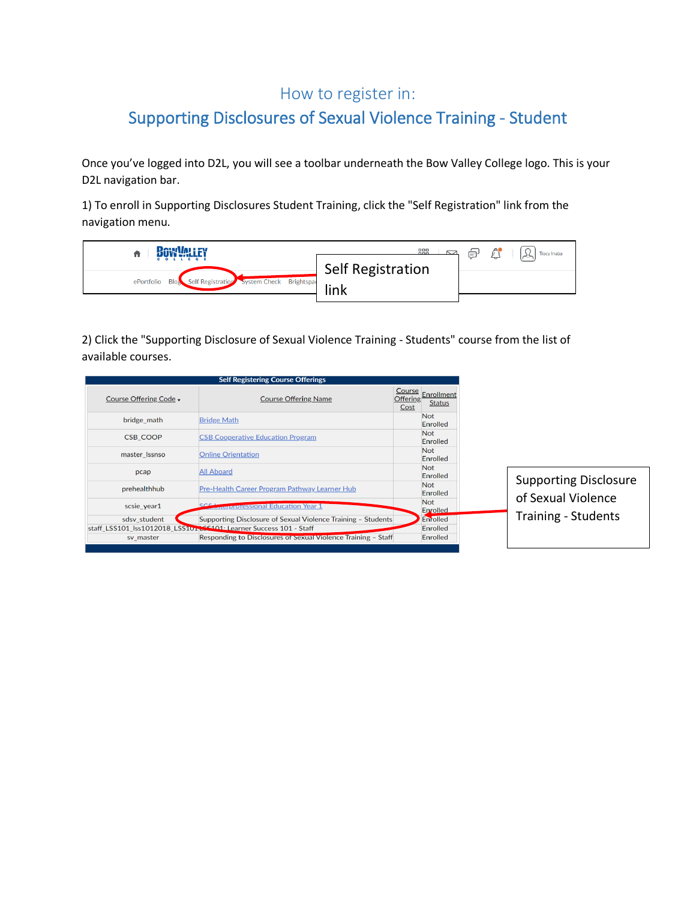# How to register in:

## Supporting Disclosures of Sexual Violence Training - Student

Once you've logged into D2L, you will see a toolbar underneath the Bow Valley College logo. This is your D2L navigation bar.

1) To enroll in Supporting Disclosures Student Training, click the "Self Registration" link from the navigation menu.

ePortfolio Blog Self Registration System Check Brightspa

Self Registration link

2) Click the "Supporting Disclosure of Sexual Violence Training - Students" course from the list of available courses.

Self Registering Course Offerings

| Course Offering Code | Course Offering Name | Course Offering Cost | Enrollment Status |
|---|---|---|---|
| bridge_math | Bridge Math | | Not Enrolled |
| CSB_COOP | CSB Cooperative Education Program | | Not Enrolled |
| master_lssnso | Online Orientation | | Not Enrolled |
| pcap | All Aboard | | Not Enrolled |
| prehealthhub | Pre-Health Career Program Pathway Learner Hub | | Not Enrolled |
| scsie_year1 | SCS Interprofessional Education Year 1 | | Not Enrolled |
| sdsv_student | Supporting Disclosure of Sexual Violence Training – Students | | Enrolled |
| staff_LSS101_lss1012018_LSS101 | LSS101: Learner Success 101 - Staff | | Enrolled |
| sv_master | Responding to Disclosures of Sexual Violence Training – Staff | | Enrolled |

Supporting Disclosure of Sexual Violence Training - Students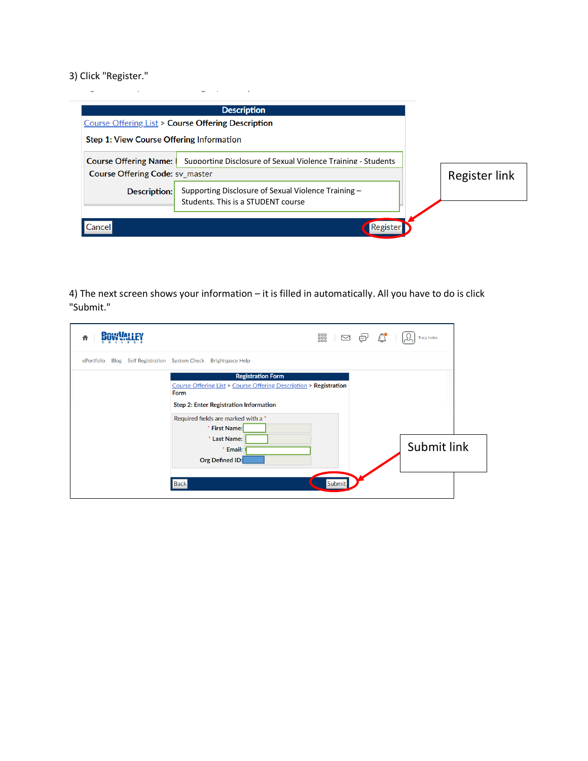3) Click "Register."

Description

Course Offering List > Course Offering Description

Step 1: View Course Offering Information

Course Offering Name: Supporting Disclosure of Sexual Violence Training - Students

Course Offering Code: sv_master

Description: Supporting Disclosure of Sexual Violence Training – Students. This is a STUDENT course

Cancel    Register

Register link

4) The next screen shows your information – it is filled in automatically. All you have to do is click "Submit."

ePortfolio  Blog  Self Registration  System Check  Brightspace Help

Registration Form

Course Offering List > Course Offering Description > Registration Form

Step 2: Enter Registration Information

Required fields are marked with a *

* First Name:

* Last Name:

* Email:

Org Defined ID:

Back    Submit

Submit link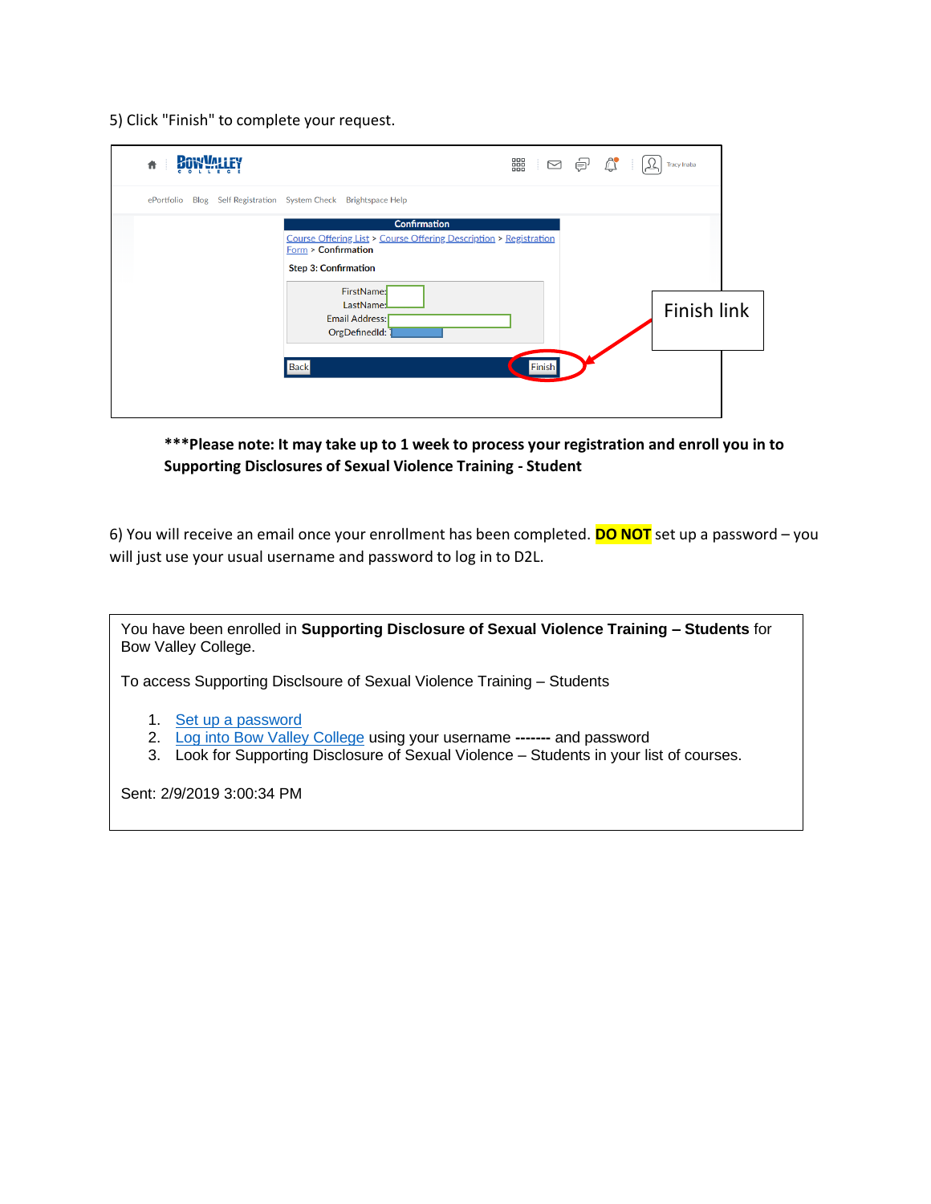5) Click "Finish" to complete your request.

**\*\*\*Please note: It may take up to 1 week to process your registration and enroll you in to Supporting Disclosures of Sexual Violence Training - Student**

6) You will receive an email once your enrollment has been completed. **DO NOT** set up a password – you will just use your usual username and password to log in to D2L.

You have been enrolled in **Supporting Disclosure of Sexual Violence Training – Students** for Bow Valley College.

To access Supporting Disclsoure of Sexual Violence Training – Students

1. Set up a password
2. Log into Bow Valley College using your username **-------** and password
3. Look for Supporting Disclosure of Sexual Violence – Students in your list of courses.

Sent: 2/9/2019 3:00:34 PM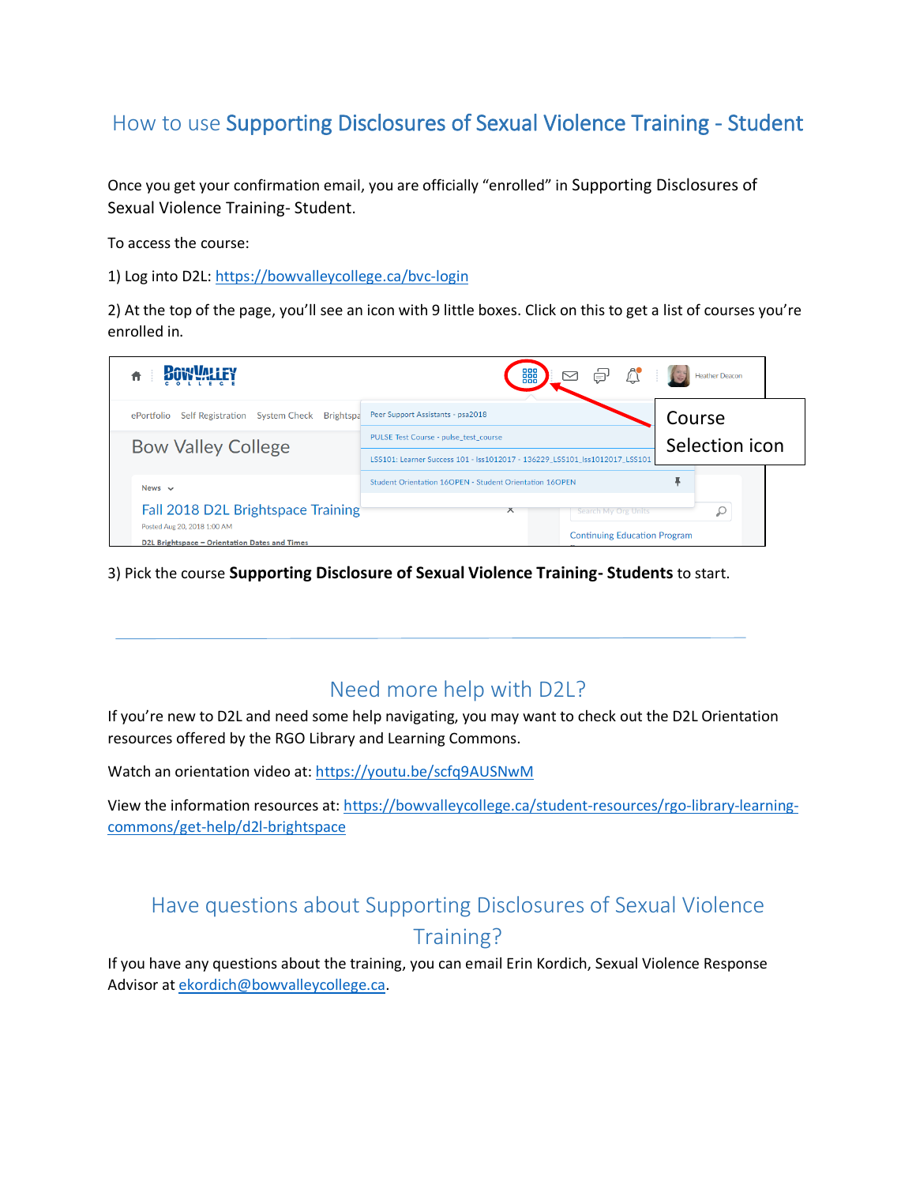# How to use Supporting Disclosures of Sexual Violence Training - Student

Once you get your confirmation email, you are officially "enrolled" in Supporting Disclosures of Sexual Violence Training- Student.

To access the course:

1) Log into D2L: https://bowvalleycollege.ca/bvc-login

2) At the top of the page, you'll see an icon with 9 little boxes. Click on this to get a list of courses you're enrolled in.

3) Pick the course **Supporting Disclosure of Sexual Violence Training- Students** to start.

---

## Need more help with D2L?

If you're new to D2L and need some help navigating, you may want to check out the D2L Orientation resources offered by the RGO Library and Learning Commons.

Watch an orientation video at: https://youtu.be/scfq9AUSNwM

View the information resources at: https://bowvalleycollege.ca/student-resources/rgo-library-learning-commons/get-help/d2l-brightspace

## Have questions about Supporting Disclosures of Sexual Violence Training?

If you have any questions about the training, you can email Erin Kordich, Sexual Violence Response Advisor at ekordich@bowvalleycollege.ca.